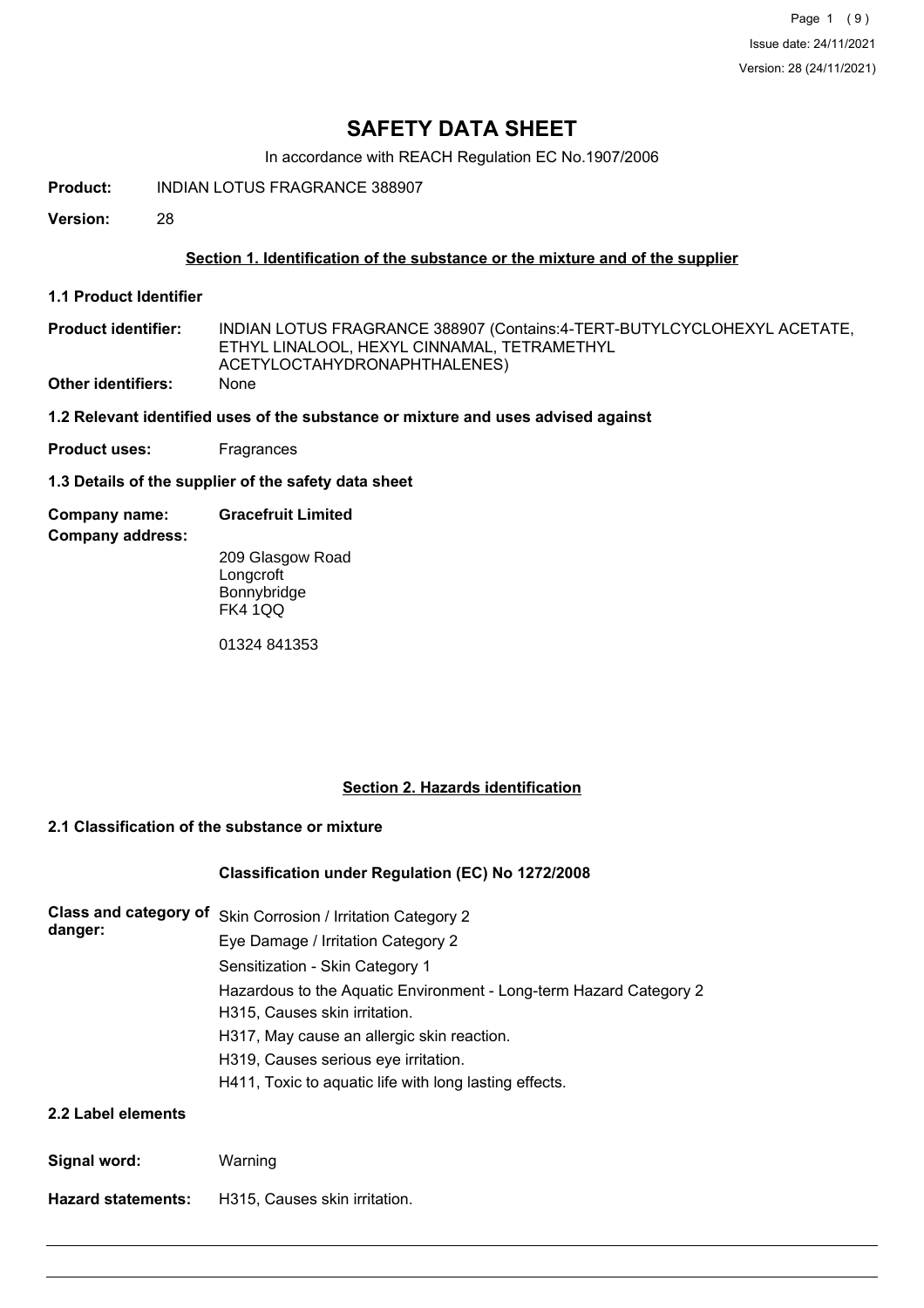# SAFETY DATA SHEET

In accordance with REACH Regulation EC No.1907/2006

**Product:** INDIAN LOTUS FRAGRANCE 388907

**Version:** 28

## Section 1. Identification of the substance or the mixture and of the supplier

### 1.1 Product Identifier

**Product identifier:** INDIAN LOTUS FRAGRANCE 388907 (Contains:4-TERT-BUTYLCYCLOHEXYL ACETATE, ETHYL LINALOOL, HEXYL CINNAMAL, TETRAMETHYL ACETYLOCTAHYDRONAPHTHALENES)

**Other identifiers:** None

### 1.2 Relevant identified uses of the substance or mixture and uses advised against

**Product uses:** Fragrances

### 1.3 Details of the supplier of the safety data sheet

**Company name:** **Gracefruit Limited**

**Company address:**

209 Glasgow Road
Longcroft
Bonnybridge
FK4 1QQ

01324 841353

## Section 2. Hazards identification

### 2.1 Classification of the substance or mixture

**Classification under Regulation (EC) No 1272/2008**

**Class and category of danger:**

Skin Corrosion / Irritation Category 2

Eye Damage / Irritation Category 2

Sensitization - Skin Category 1

Hazardous to the Aquatic Environment - Long-term Hazard Category 2

H315, Causes skin irritation.

H317, May cause an allergic skin reaction.

H319, Causes serious eye irritation.

H411, Toxic to aquatic life with long lasting effects.

### 2.2 Label elements

**Signal word:** Warning

**Hazard statements:** H315, Causes skin irritation.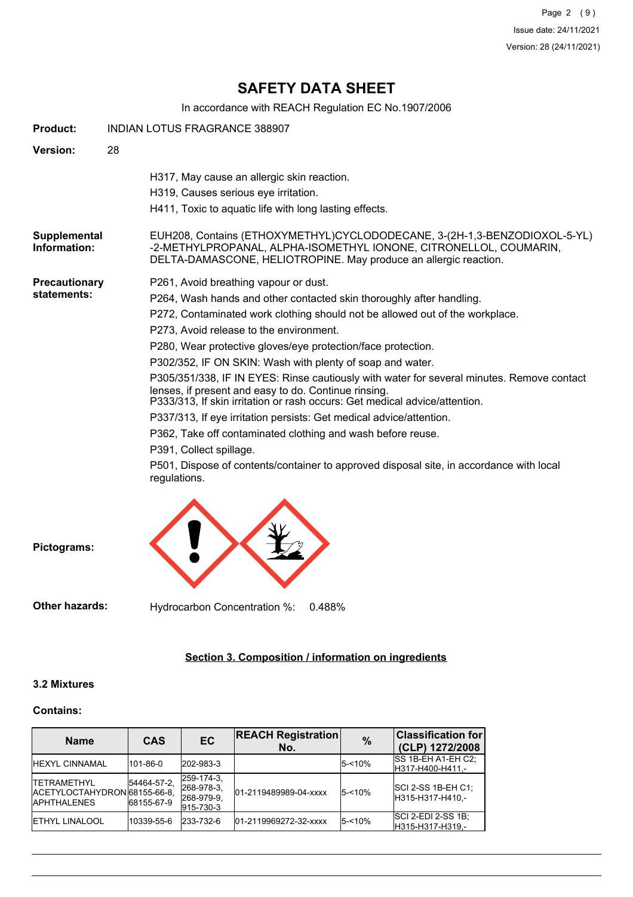# SAFETY DATA SHEET

In accordance with REACH Regulation EC No.1907/2006

**Product:** INDIAN LOTUS FRAGRANCE 388907

**Version:** 28

H317, May cause an allergic skin reaction.

H319, Causes serious eye irritation.

H411, Toxic to aquatic life with long lasting effects.

**Supplemental Information:** EUH208, Contains (ETHOXYMETHYL)CYCLODODECANE, 3-(2H-1,3-BENZODIOXOL-5-YL)-2-METHYLPROPANAL, ALPHA-ISOMETHYL IONONE, CITRONELLOL, COUMARIN, DELTA-DAMASCONE, HELIOTROPINE. May produce an allergic reaction.

**Precautionary statements:**

P261, Avoid breathing vapour or dust.

P264, Wash hands and other contacted skin thoroughly after handling.

P272, Contaminated work clothing should not be allowed out of the workplace.

P273, Avoid release to the environment.

P280, Wear protective gloves/eye protection/face protection.

P302/352, IF ON SKIN: Wash with plenty of soap and water.

P305/351/338, IF IN EYES: Rinse cautiously with water for several minutes. Remove contact lenses, if present and easy to do. Continue rinsing.
P333/313, If skin irritation or rash occurs: Get medical advice/attention.

P337/313, If eye irritation persists: Get medical advice/attention.

P362, Take off contaminated clothing and wash before reuse.

P391, Collect spillage.

P501, Dispose of contents/container to approved disposal site, in accordance with local regulations.

**Pictograms:**

**Other hazards:** Hydrocarbon Concentration %: 0.488%

## Section 3. Composition / information on ingredients

### 3.2 Mixtures

### Contains:

| Name | CAS | EC | REACH Registration No. | % | Classification for (CLP) 1272/2008 |
|---|---|---|---|---|---|
| HEXYL CINNAMAL | 101-86-0 | 202-983-3 | | 5-<10% | SS 1B-EH A1-EH C2;<br>H317-H400-H411,- |
| TETRAMETHYL ACETYLOCTAHYDRONAPHTHALENES | 54464-57-2, 68155-66-8, 68155-67-9 | 259-174-3, 268-978-3, 268-979-9, 915-730-3 | 01-2119489989-04-xxxx | 5-<10% | SCI 2-SS 1B-EH C1;<br>H315-H317-H410,- |
| ETHYL LINALOOL | 10339-55-6 | 233-732-6 | 01-2119969272-32-xxxx | 5-<10% | SCI 2-EDI 2-SS 1B;<br>H315-H317-H319,- |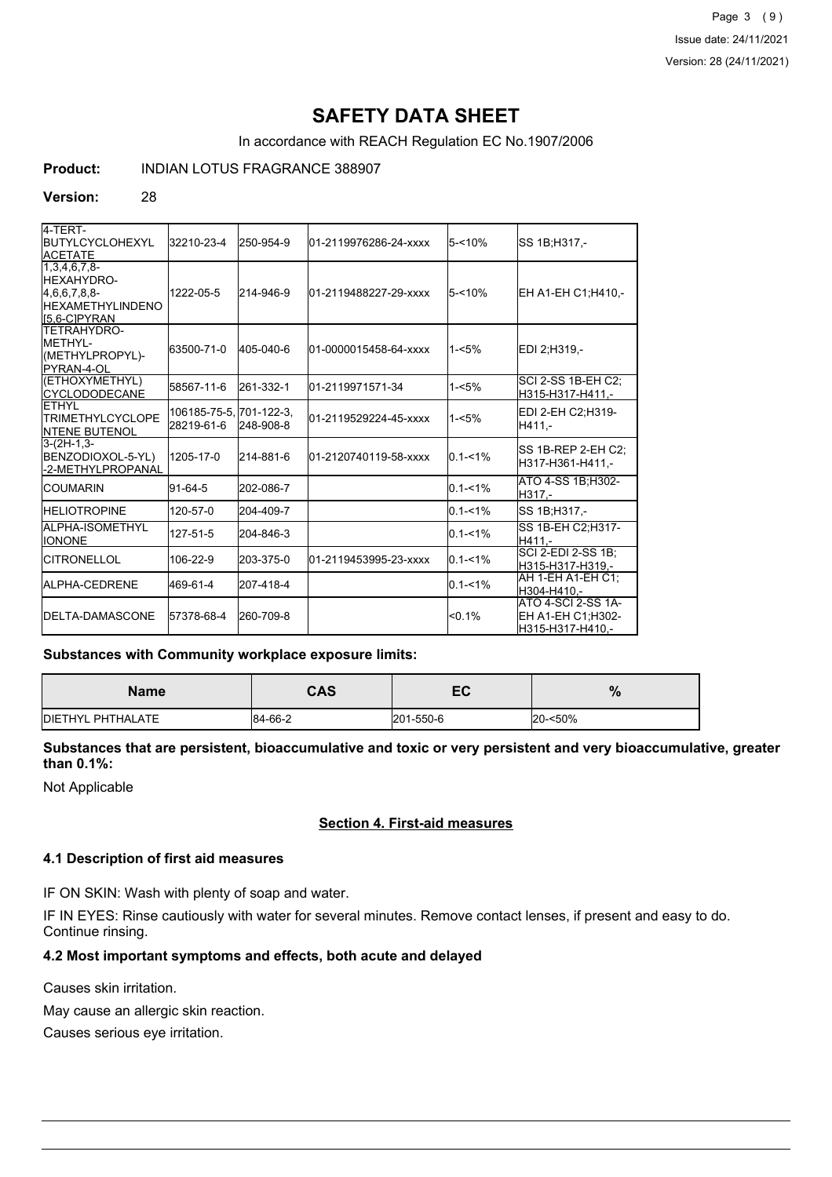# SAFETY DATA SHEET

In accordance with REACH Regulation EC No.1907/2006

**Product:** INDIAN LOTUS FRAGRANCE 388907

**Version:** 28

| | | | | | |
|---|---|---|---|---|---|
| 4-TERT-BUTYLCYCLOHEXYL ACETATE | 32210-23-4 | 250-954-9 | 01-2119976286-24-xxxx | 5-<10% | SS 1B;H317,- |
| 1,3,4,6,7,8-HEXAHYDRO-4,6,6,7,8,8-HEXAMETHYLINDENO [5,6-C]PYRAN | 1222-05-5 | 214-946-9 | 01-2119488227-29-xxxx | 5-<10% | EH A1-EH C1;H410,- |
| TETRAHYDRO-METHYL-(METHYLPROPYL)-PYRAN-4-OL | 63500-71-0 | 405-040-6 | 01-0000015458-64-xxxx | 1-<5% | EDI 2;H319,- |
| (ETHOXYMETHYL) CYCLODODECANE | 58567-11-6 | 261-332-1 | 01-2119971571-34 | 1-<5% | SCI 2-SS 1B-EH C2;H315-H317-H411,- |
| ETHYL TRIMETHYLCYCLOPENTENE BUTENOL | 106185-75-5, 28219-61-6 | 701-122-3, 248-908-8 | 01-2119529224-45-xxxx | 1-<5% | EDI 2-EH C2;H319-H411,- |
| 3-(2H-1,3-BENZODIOXOL-5-YL)-2-METHYLPROPANAL | 1205-17-0 | 214-881-6 | 01-2120740119-58-xxxx | 0.1-<1% | SS 1B-REP 2-EH C2;H317-H361-H411,- |
| COUMARIN | 91-64-5 | 202-086-7 | | 0.1-<1% | ATO 4-SS 1B;H302-H317,- |
| HELIOTROPINE | 120-57-0 | 204-409-7 | | 0.1-<1% | SS 1B;H317,- |
| ALPHA-ISOMETHYL IONONE | 127-51-5 | 204-846-3 | | 0.1-<1% | SS 1B-EH C2;H317-H411,- |
| CITRONELLOL | 106-22-9 | 203-375-0 | 01-2119453995-23-xxxx | 0.1-<1% | SCI 2-EDI 2-SS 1B;H315-H317-H319,- |
| ALPHA-CEDRENE | 469-61-4 | 207-418-4 | | 0.1-<1% | AH 1-EH A1-EH C1;H304-H410,- |
| DELTA-DAMASCONE | 57378-68-4 | 260-709-8 | | <0.1% | ATO 4-SCI 2-SS 1A-EH A1-EH C1;H302-H315-H317-H410,- |

**Substances with Community workplace exposure limits:**

| Name | CAS | EC | % |
|---|---|---|---|
| DIETHYL PHTHALATE | 84-66-2 | 201-550-6 | 20-<50% |

**Substances that are persistent, bioaccumulative and toxic or very persistent and very bioaccumulative, greater than 0.1%:**

Not Applicable

## Section 4. First-aid measures

### 4.1 Description of first aid measures

IF ON SKIN: Wash with plenty of soap and water.

IF IN EYES: Rinse cautiously with water for several minutes. Remove contact lenses, if present and easy to do. Continue rinsing.

### 4.2 Most important symptoms and effects, both acute and delayed

Causes skin irritation.

May cause an allergic skin reaction.

Causes serious eye irritation.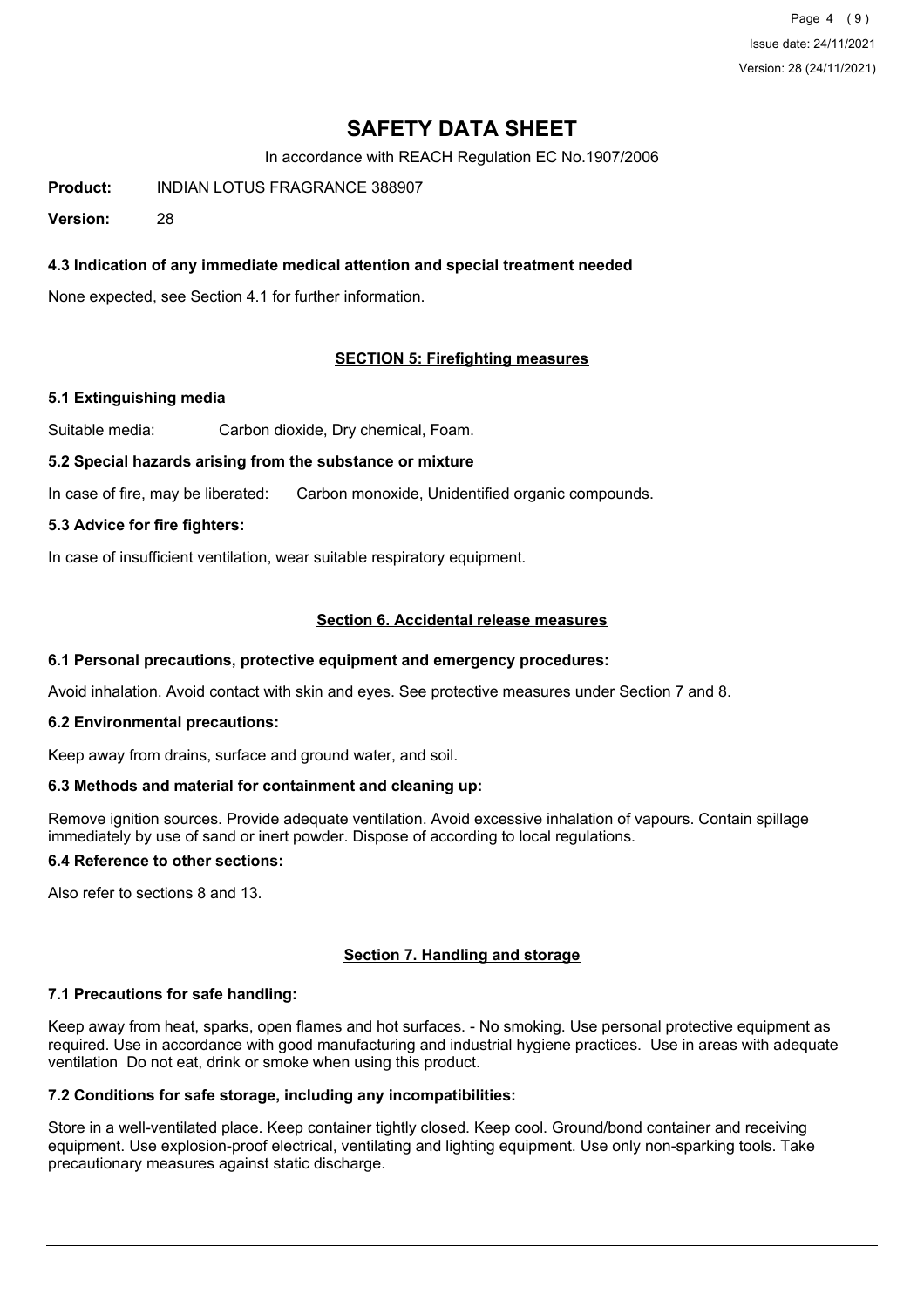# SAFETY DATA SHEET

In accordance with REACH Regulation EC No.1907/2006

**Product:** INDIAN LOTUS FRAGRANCE 388907

**Version:** 28

### 4.3 Indication of any immediate medical attention and special treatment needed

None expected, see Section 4.1 for further information.

## SECTION 5: Firefighting measures

### 5.1 Extinguishing media

Suitable media: Carbon dioxide, Dry chemical, Foam.

### 5.2 Special hazards arising from the substance or mixture

In case of fire, may be liberated: Carbon monoxide, Unidentified organic compounds.

### 5.3 Advice for fire fighters:

In case of insufficient ventilation, wear suitable respiratory equipment.

## Section 6. Accidental release measures

### 6.1 Personal precautions, protective equipment and emergency procedures:

Avoid inhalation. Avoid contact with skin and eyes. See protective measures under Section 7 and 8.

### 6.2 Environmental precautions:

Keep away from drains, surface and ground water, and soil.

### 6.3 Methods and material for containment and cleaning up:

Remove ignition sources. Provide adequate ventilation. Avoid excessive inhalation of vapours. Contain spillage immediately by use of sand or inert powder. Dispose of according to local regulations.

### 6.4 Reference to other sections:

Also refer to sections 8 and 13.

## Section 7. Handling and storage

### 7.1 Precautions for safe handling:

Keep away from heat, sparks, open flames and hot surfaces. - No smoking. Use personal protective equipment as required. Use in accordance with good manufacturing and industrial hygiene practices. Use in areas with adequate ventilation Do not eat, drink or smoke when using this product.

### 7.2 Conditions for safe storage, including any incompatibilities:

Store in a well-ventilated place. Keep container tightly closed. Keep cool. Ground/bond container and receiving equipment. Use explosion-proof electrical, ventilating and lighting equipment. Use only non-sparking tools. Take precautionary measures against static discharge.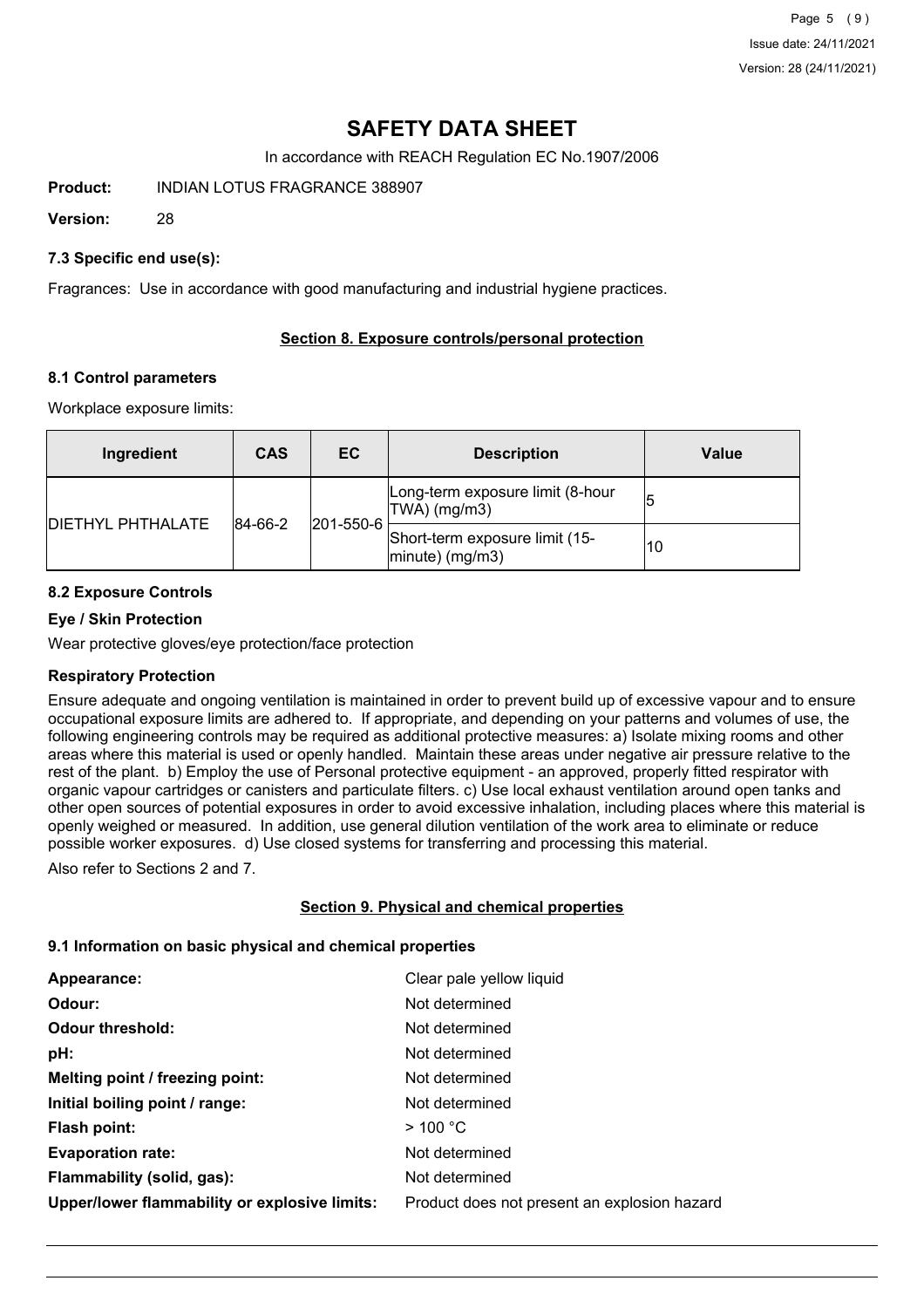# SAFETY DATA SHEET

In accordance with REACH Regulation EC No.1907/2006

**Product:** INDIAN LOTUS FRAGRANCE 388907

**Version:** 28

### 7.3 Specific end use(s):

Fragrances: Use in accordance with good manufacturing and industrial hygiene practices.

## Section 8. Exposure controls/personal protection

### 8.1 Control parameters

Workplace exposure limits:

| Ingredient | CAS | EC | Description | Value |
|---|---|---|---|---|
| DIETHYL PHTHALATE | 84-66-2 | 201-550-6 | Long-term exposure limit (8-hour TWA) (mg/m3) | 5 |
| | | | Short-term exposure limit (15-minute) (mg/m3) | 10 |

### 8.2 Exposure Controls

### Eye / Skin Protection

Wear protective gloves/eye protection/face protection

### Respiratory Protection

Ensure adequate and ongoing ventilation is maintained in order to prevent build up of excessive vapour and to ensure occupational exposure limits are adhered to. If appropriate, and depending on your patterns and volumes of use, the following engineering controls may be required as additional protective measures: a) Isolate mixing rooms and other areas where this material is used or openly handled. Maintain these areas under negative air pressure relative to the rest of the plant. b) Employ the use of Personal protective equipment - an approved, properly fitted respirator with organic vapour cartridges or canisters and particulate filters. c) Use local exhaust ventilation around open tanks and other open sources of potential exposures in order to avoid excessive inhalation, including places where this material is openly weighed or measured. In addition, use general dilution ventilation of the work area to eliminate or reduce possible worker exposures. d) Use closed systems for transferring and processing this material.

Also refer to Sections 2 and 7.

## Section 9. Physical and chemical properties

### 9.1 Information on basic physical and chemical properties

| | |
|---|---|
| **Appearance:** | Clear pale yellow liquid |
| **Odour:** | Not determined |
| **Odour threshold:** | Not determined |
| **pH:** | Not determined |
| **Melting point / freezing point:** | Not determined |
| **Initial boiling point / range:** | Not determined |
| **Flash point:** | > 100 °C |
| **Evaporation rate:** | Not determined |
| **Flammability (solid, gas):** | Not determined |
| **Upper/lower flammability or explosive limits:** | Product does not present an explosion hazard |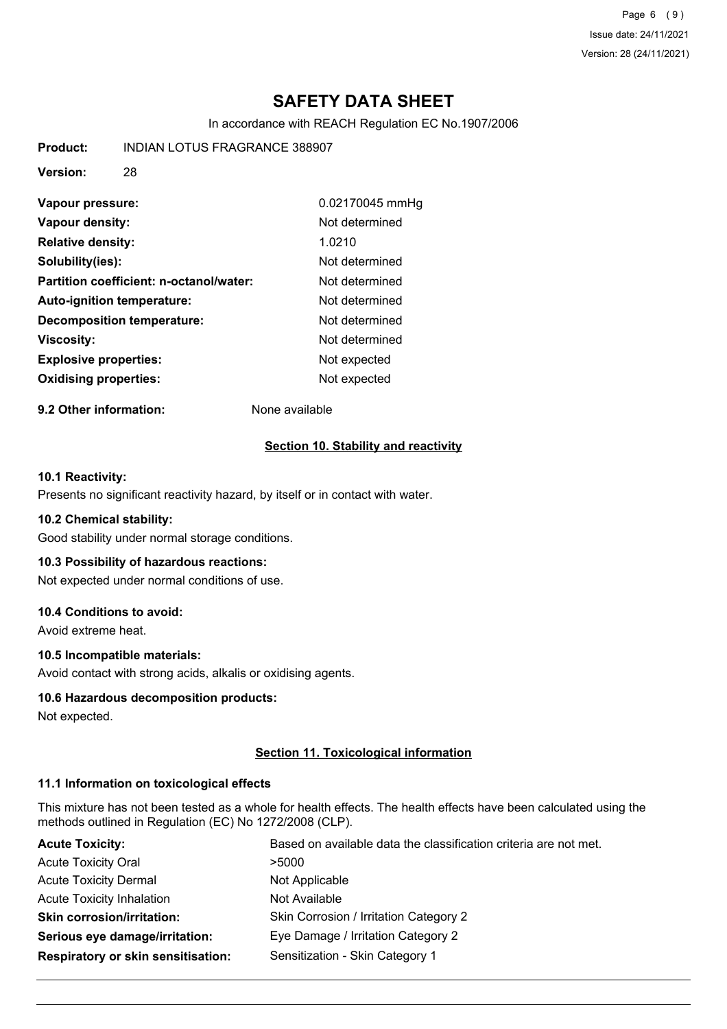# SAFETY DATA SHEET

In accordance with REACH Regulation EC No.1907/2006

**Product:** INDIAN LOTUS FRAGRANCE 388907

**Version:** 28

| | |
|---|---|
| **Vapour pressure:** | 0.02170045 mmHg |
| **Vapour density:** | Not determined |
| **Relative density:** | 1.0210 |
| **Solubility(ies):** | Not determined |
| **Partition coefficient: n-octanol/water:** | Not determined |
| **Auto-ignition temperature:** | Not determined |
| **Decomposition temperature:** | Not determined |
| **Viscosity:** | Not determined |
| **Explosive properties:** | Not expected |
| **Oxidising properties:** | Not expected |

**9.2 Other information:** None available

## Section 10. Stability and reactivity

### 10.1 Reactivity:

Presents no significant reactivity hazard, by itself or in contact with water.

### 10.2 Chemical stability:

Good stability under normal storage conditions.

### 10.3 Possibility of hazardous reactions:

Not expected under normal conditions of use.

### 10.4 Conditions to avoid:

Avoid extreme heat.

### 10.5 Incompatible materials:

Avoid contact with strong acids, alkalis or oxidising agents.

### 10.6 Hazardous decomposition products:

Not expected.

## Section 11. Toxicological information

### 11.1 Information on toxicological effects

This mixture has not been tested as a whole for health effects. The health effects have been calculated using the methods outlined in Regulation (EC) No 1272/2008 (CLP).

| | |
|---|---|
| **Acute Toxicity:** | Based on available data the classification criteria are not met. |
| Acute Toxicity Oral | >5000 |
| Acute Toxicity Dermal | Not Applicable |
| Acute Toxicity Inhalation | Not Available |
| **Skin corrosion/irritation:** | Skin Corrosion / Irritation Category 2 |
| **Serious eye damage/irritation:** | Eye Damage / Irritation Category 2 |
| **Respiratory or skin sensitisation:** | Sensitization - Skin Category 1 |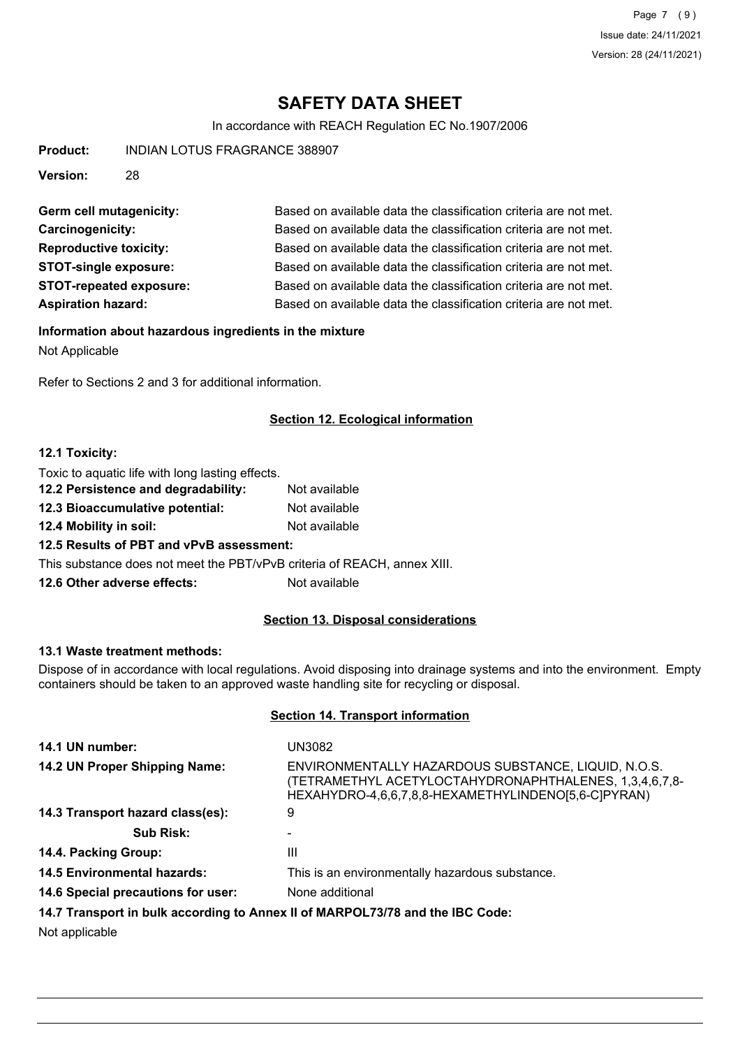# SAFETY DATA SHEET

In accordance with REACH Regulation EC No.1907/2006

**Product:** INDIAN LOTUS FRAGRANCE 388907

**Version:** 28

| | |
|---|---|
| **Germ cell mutagenicity:** | Based on available data the classification criteria are not met. |
| **Carcinogenicity:** | Based on available data the classification criteria are not met. |
| **Reproductive toxicity:** | Based on available data the classification criteria are not met. |
| **STOT-single exposure:** | Based on available data the classification criteria are not met. |
| **STOT-repeated exposure:** | Based on available data the classification criteria are not met. |
| **Aspiration hazard:** | Based on available data the classification criteria are not met. |

**Information about hazardous ingredients in the mixture**

Not Applicable

Refer to Sections 2 and 3 for additional information.

## Section 12. Ecological information

**12.1 Toxicity:**

Toxic to aquatic life with long lasting effects.

**12.2 Persistence and degradability:** Not available

**12.3 Bioaccumulative potential:** Not available

**12.4 Mobility in soil:** Not available

**12.5 Results of PBT and vPvB assessment:**

This substance does not meet the PBT/vPvB criteria of REACH, annex XIII.

**12.6 Other adverse effects:** Not available

## Section 13. Disposal considerations

**13.1 Waste treatment methods:**

Dispose of in accordance with local regulations. Avoid disposing into drainage systems and into the environment. Empty containers should be taken to an approved waste handling site for recycling or disposal.

## Section 14. Transport information

| | |
|---|---|
| **14.1 UN number:** | UN3082 |
| **14.2 UN Proper Shipping Name:** | ENVIRONMENTALLY HAZARDOUS SUBSTANCE, LIQUID, N.O.S. (TETRAMETHYL ACETYLOCTAHYDRONAPHTHALENES, 1,3,4,6,7,8-HEXAHYDRO-4,6,6,7,8,8-HEXAMETHYLINDENO[5,6-C]PYRAN) |
| **14.3 Transport hazard class(es):** | 9 |
| **Sub Risk:** | - |
| **14.4. Packing Group:** | III |
| **14.5 Environmental hazards:** | This is an environmentally hazardous substance. |
| **14.6 Special precautions for user:** | None additional |

**14.7 Transport in bulk according to Annex II of MARPOL73/78 and the IBC Code:**

Not applicable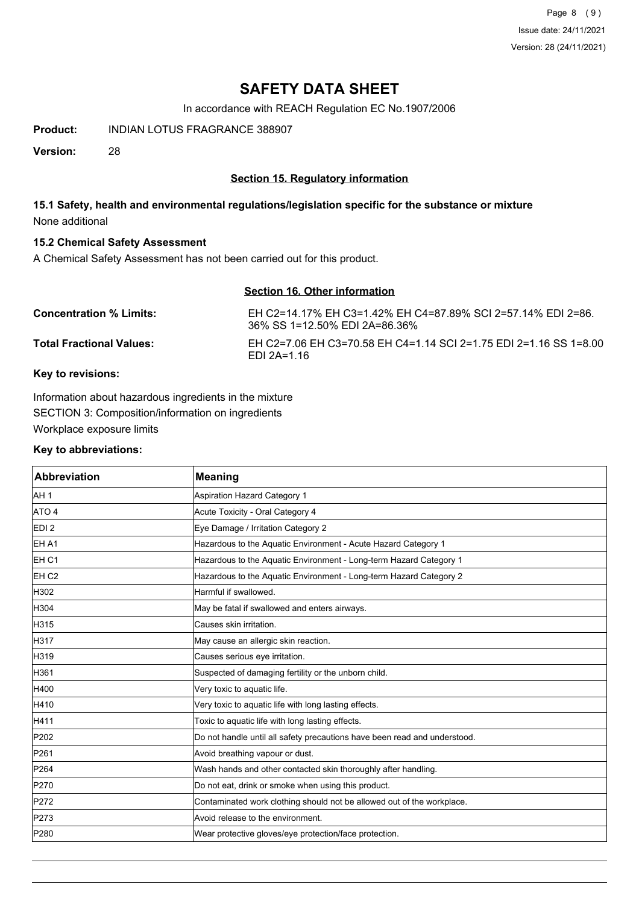# SAFETY DATA SHEET

In accordance with REACH Regulation EC No.1907/2006

**Product:** INDIAN LOTUS FRAGRANCE 388907

**Version:** 28

## Section 15. Regulatory information

### 15.1 Safety, health and environmental regulations/legislation specific for the substance or mixture

None additional

### 15.2 Chemical Safety Assessment

A Chemical Safety Assessment has not been carried out for this product.

## Section 16. Other information

**Concentration % Limits:** EH C2=14.17% EH C3=1.42% EH C4=87.89% SCI 2=57.14% EDI 2=86.36% SS 1=12.50% EDI 2A=86.36%

**Total Fractional Values:** EH C2=7.06 EH C3=70.58 EH C4=1.14 SCI 2=1.75 EDI 2=1.16 SS 1=8.00 EDI 2A=1.16

**Key to revisions:**

Information about hazardous ingredients in the mixture

SECTION 3: Composition/information on ingredients

Workplace exposure limits

**Key to abbreviations:**

| Abbreviation | Meaning |
|---|---|
| AH 1 | Aspiration Hazard Category 1 |
| ATO 4 | Acute Toxicity - Oral Category 4 |
| EDI 2 | Eye Damage / Irritation Category 2 |
| EH A1 | Hazardous to the Aquatic Environment - Acute Hazard Category 1 |
| EH C1 | Hazardous to the Aquatic Environment - Long-term Hazard Category 1 |
| EH C2 | Hazardous to the Aquatic Environment - Long-term Hazard Category 2 |
| H302 | Harmful if swallowed. |
| H304 | May be fatal if swallowed and enters airways. |
| H315 | Causes skin irritation. |
| H317 | May cause an allergic skin reaction. |
| H319 | Causes serious eye irritation. |
| H361 | Suspected of damaging fertility or the unborn child. |
| H400 | Very toxic to aquatic life. |
| H410 | Very toxic to aquatic life with long lasting effects. |
| H411 | Toxic to aquatic life with long lasting effects. |
| P202 | Do not handle until all safety precautions have been read and understood. |
| P261 | Avoid breathing vapour or dust. |
| P264 | Wash hands and other contacted skin thoroughly after handling. |
| P270 | Do not eat, drink or smoke when using this product. |
| P272 | Contaminated work clothing should not be allowed out of the workplace. |
| P273 | Avoid release to the environment. |
| P280 | Wear protective gloves/eye protection/face protection. |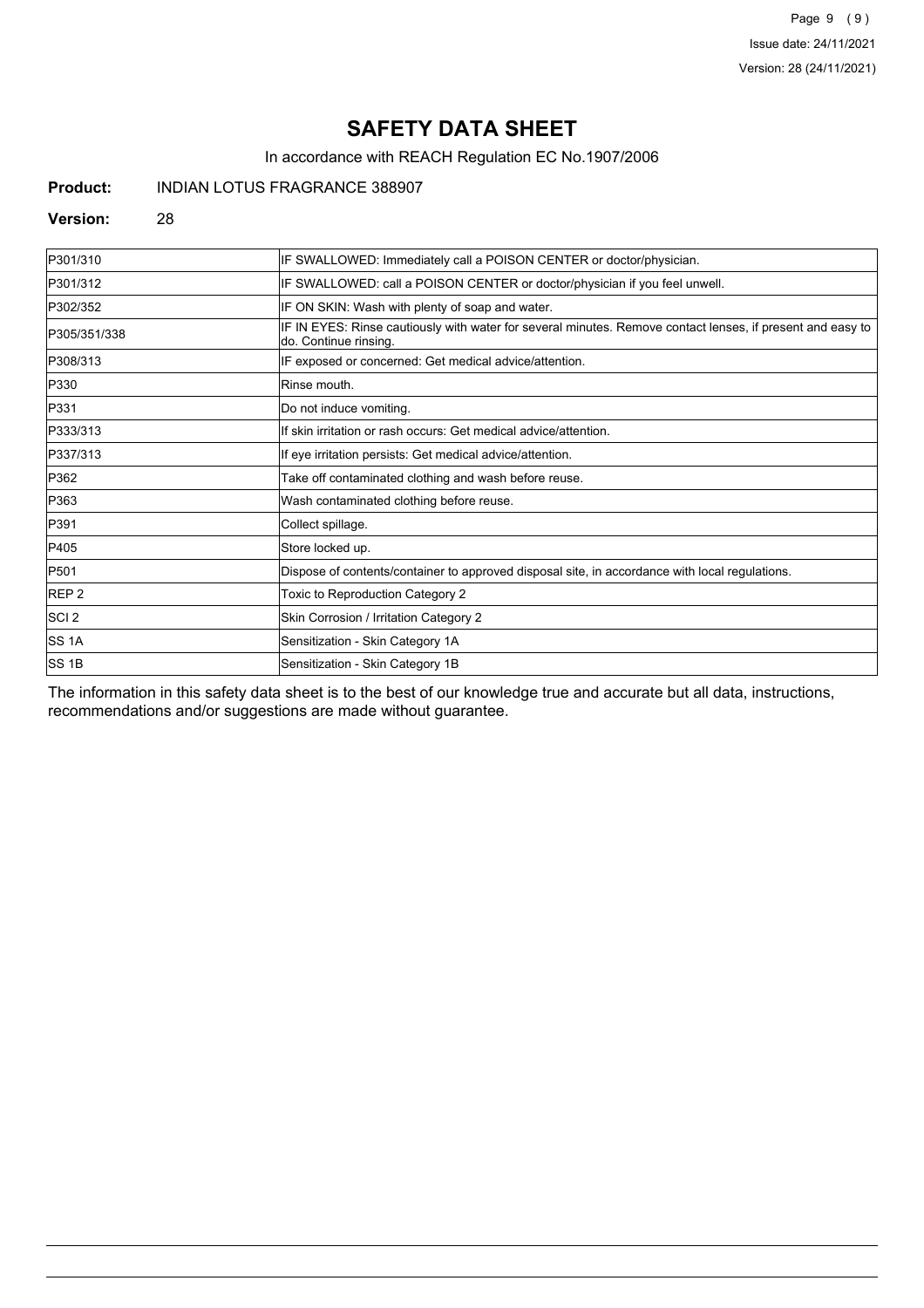# SAFETY DATA SHEET

In accordance with REACH Regulation EC No.1907/2006

**Product:** INDIAN LOTUS FRAGRANCE 388907

**Version:** 28

| | |
|---|---|
| P301/310 | IF SWALLOWED: Immediately call a POISON CENTER or doctor/physician. |
| P301/312 | IF SWALLOWED: call a POISON CENTER or doctor/physician if you feel unwell. |
| P302/352 | IF ON SKIN: Wash with plenty of soap and water. |
| P305/351/338 | IF IN EYES: Rinse cautiously with water for several minutes. Remove contact lenses, if present and easy to do. Continue rinsing. |
| P308/313 | IF exposed or concerned: Get medical advice/attention. |
| P330 | Rinse mouth. |
| P331 | Do not induce vomiting. |
| P333/313 | If skin irritation or rash occurs: Get medical advice/attention. |
| P337/313 | If eye irritation persists: Get medical advice/attention. |
| P362 | Take off contaminated clothing and wash before reuse. |
| P363 | Wash contaminated clothing before reuse. |
| P391 | Collect spillage. |
| P405 | Store locked up. |
| P501 | Dispose of contents/container to approved disposal site, in accordance with local regulations. |
| REP 2 | Toxic to Reproduction Category 2 |
| SCI 2 | Skin Corrosion / Irritation Category 2 |
| SS 1A | Sensitization - Skin Category 1A |
| SS 1B | Sensitization - Skin Category 1B |

The information in this safety data sheet is to the best of our knowledge true and accurate but all data, instructions, recommendations and/or suggestions are made without guarantee.